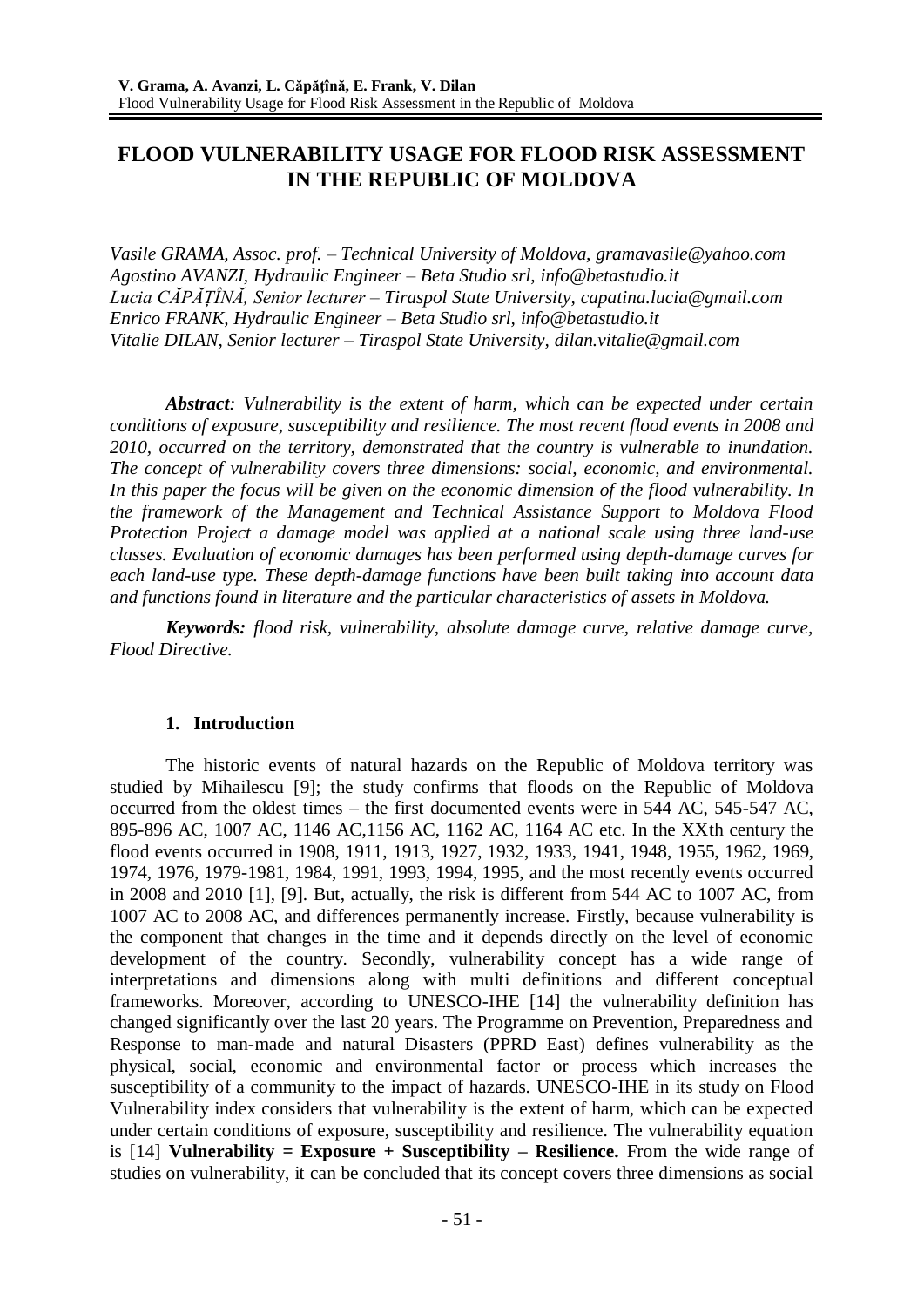# FLOOD VULNERABILITY USAGE FOR FLOOD RISK ASSESSMENT IN THE REPUBLIC OF MOLDOVA

*Vasile GRAMA, Assoc. prof. – Technical University of Moldova, gramavasile@yahoo.com*
*Agostino AVANZI, Hydraulic Engineer – Beta Studio srl, info@betastudio.it*
*Lucia CĂPĂȚÎNĂ, Senior lecturer – Tiraspol State University, capatina.lucia@gmail.com*
*Enrico FRANK, Hydraulic Engineer – Beta Studio srl, info@betastudio.it*
*Vitalie DILAN, Senior lecturer – Tiraspol State University, dilan.vitalie@gmail.com*

***Abstract****: Vulnerability is the extent of harm, which can be expected under certain conditions of exposure, susceptibility and resilience. The most recent flood events in 2008 and 2010, occurred on the territory, demonstrated that the country is vulnerable to inundation. The concept of vulnerability covers three dimensions: social, economic, and environmental. In this paper the focus will be given on the economic dimension of the flood vulnerability. In the framework of the Management and Technical Assistance Support to Moldova Flood Protection Project a damage model was applied at a national scale using three land-use classes. Evaluation of economic damages has been performed using depth-damage curves for each land-use type. These depth-damage functions have been built taking into account data and functions found in literature and the particular characteristics of assets in Moldova.*

***Keywords:*** *flood risk, vulnerability, absolute damage curve, relative damage curve, Flood Directive.*

## 1. Introduction

The historic events of natural hazards on the Republic of Moldova territory was studied by Mihailescu [9]; the study confirms that floods on the Republic of Moldova occurred from the oldest times – the first documented events were in 544 AC, 545-547 AC, 895-896 AC, 1007 AC, 1146 AC,1156 AC, 1162 AC, 1164 AC etc. In the XXth century the flood events occurred in 1908, 1911, 1913, 1927, 1932, 1933, 1941, 1948, 1955, 1962, 1969, 1974, 1976, 1979-1981, 1984, 1991, 1993, 1994, 1995, and the most recently events occurred in 2008 and 2010 [1], [9]. But, actually, the risk is different from 544 AC to 1007 AC, from 1007 AC to 2008 AC, and differences permanently increase. Firstly, because vulnerability is the component that changes in the time and it depends directly on the level of economic development of the country. Secondly, vulnerability concept has a wide range of interpretations and dimensions along with multi definitions and different conceptual frameworks. Moreover, according to UNESCO-IHE [14] the vulnerability definition has changed significantly over the last 20 years. The Programme on Prevention, Preparedness and Response to man-made and natural Disasters (PPRD East) defines vulnerability as the physical, social, economic and environmental factor or process which increases the susceptibility of a community to the impact of hazards. UNESCO-IHE in its study on Flood Vulnerability index considers that vulnerability is the extent of harm, which can be expected under certain conditions of exposure, susceptibility and resilience. The vulnerability equation is [14] **Vulnerability = Exposure + Susceptibility – Resilience.** From the wide range of studies on vulnerability, it can be concluded that its concept covers three dimensions as social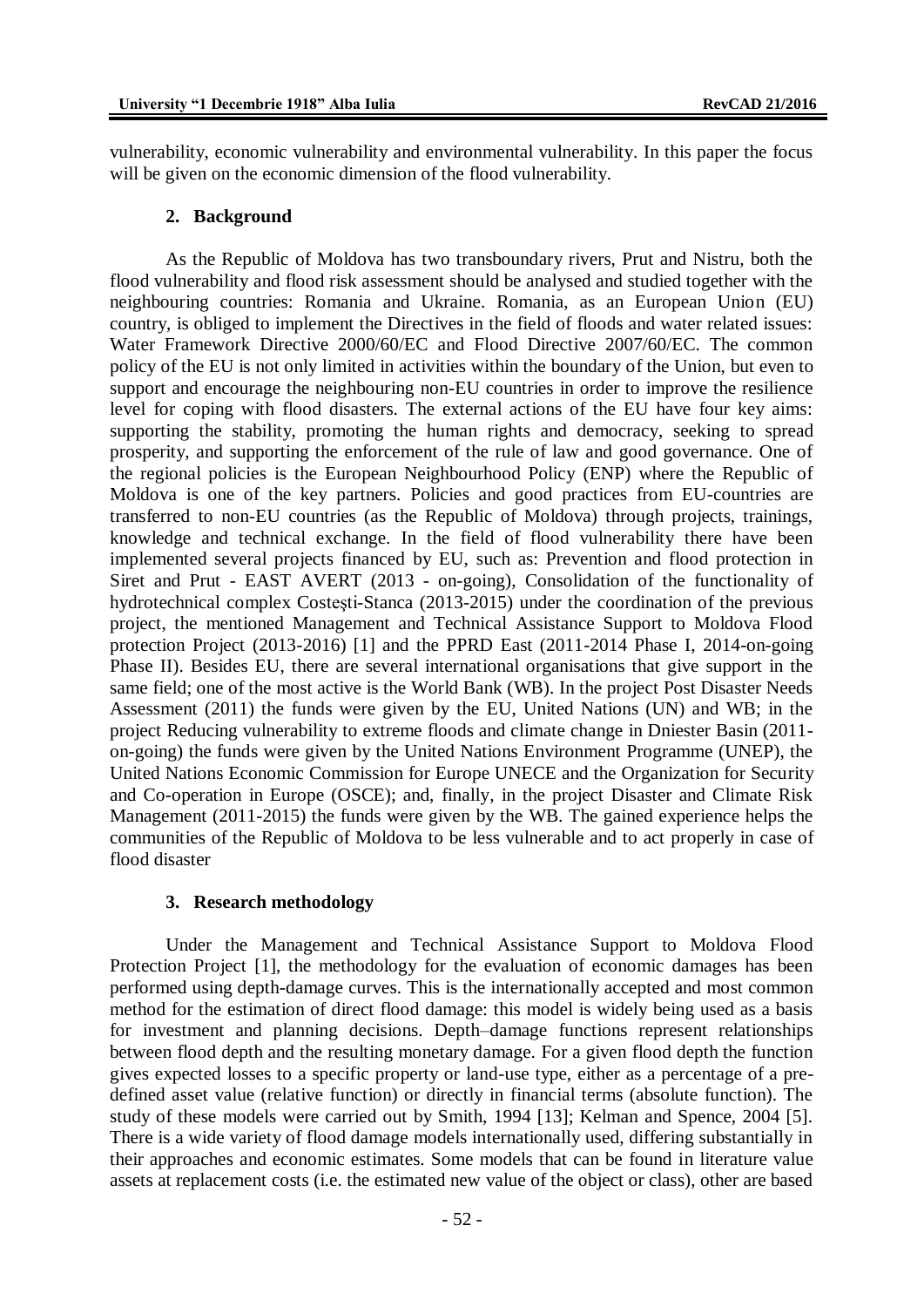vulnerability, economic vulnerability and environmental vulnerability. In this paper the focus will be given on the economic dimension of the flood vulnerability.

## 2. Background

As the Republic of Moldova has two transboundary rivers, Prut and Nistru, both the flood vulnerability and flood risk assessment should be analysed and studied together with the neighbouring countries: Romania and Ukraine. Romania, as an European Union (EU) country, is obliged to implement the Directives in the field of floods and water related issues: Water Framework Directive 2000/60/EC and Flood Directive 2007/60/EC. The common policy of the EU is not only limited in activities within the boundary of the Union, but even to support and encourage the neighbouring non-EU countries in order to improve the resilience level for coping with flood disasters. The external actions of the EU have four key aims: supporting the stability, promoting the human rights and democracy, seeking to spread prosperity, and supporting the enforcement of the rule of law and good governance. One of the regional policies is the European Neighbourhood Policy (ENP) where the Republic of Moldova is one of the key partners. Policies and good practices from EU-countries are transferred to non-EU countries (as the Republic of Moldova) through projects, trainings, knowledge and technical exchange. In the field of flood vulnerability there have been implemented several projects financed by EU, such as: Prevention and flood protection in Siret and Prut - EAST AVERT (2013 - on-going), Consolidation of the functionality of hydrotechnical complex Costești-Stanca (2013-2015) under the coordination of the previous project, the mentioned Management and Technical Assistance Support to Moldova Flood protection Project (2013-2016) [1] and the PPRD East (2011-2014 Phase I, 2014-on-going Phase II). Besides EU, there are several international organisations that give support in the same field; one of the most active is the World Bank (WB). In the project Post Disaster Needs Assessment (2011) the funds were given by the EU, United Nations (UN) and WB; in the project Reducing vulnerability to extreme floods and climate change in Dniester Basin (2011-on-going) the funds were given by the United Nations Environment Programme (UNEP), the United Nations Economic Commission for Europe UNECE and the Organization for Security and Co-operation in Europe (OSCE); and, finally, in the project Disaster and Climate Risk Management (2011-2015) the funds were given by the WB. The gained experience helps the communities of the Republic of Moldova to be less vulnerable and to act properly in case of flood disaster

## 3. Research methodology

Under the Management and Technical Assistance Support to Moldova Flood Protection Project [1], the methodology for the evaluation of economic damages has been performed using depth-damage curves. This is the internationally accepted and most common method for the estimation of direct flood damage: this model is widely being used as a basis for investment and planning decisions. Depth–damage functions represent relationships between flood depth and the resulting monetary damage. For a given flood depth the function gives expected losses to a specific property or land-use type, either as a percentage of a pre-defined asset value (relative function) or directly in financial terms (absolute function). The study of these models were carried out by Smith, 1994 [13]; Kelman and Spence, 2004 [5]. There is a wide variety of flood damage models internationally used, differing substantially in their approaches and economic estimates. Some models that can be found in literature value assets at replacement costs (i.e. the estimated new value of the object or class), other are based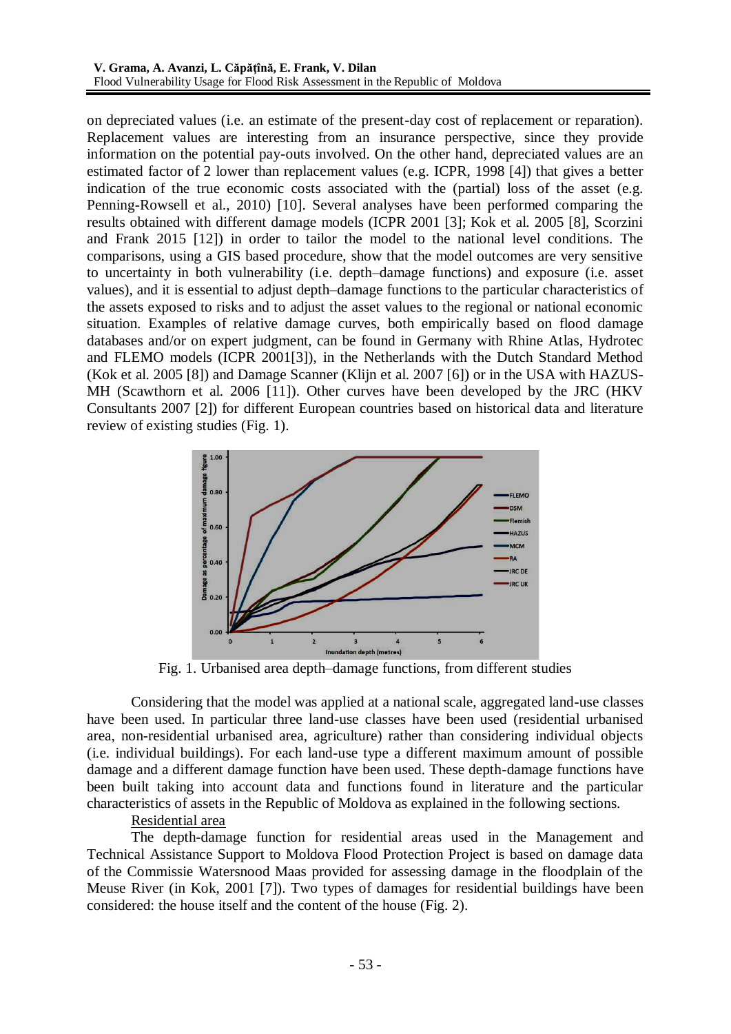on depreciated values (i.e. an estimate of the present-day cost of replacement or reparation). Replacement values are interesting from an insurance perspective, since they provide information on the potential pay-outs involved. On the other hand, depreciated values are an estimated factor of 2 lower than replacement values (e.g. ICPR, 1998 [4]) that gives a better indication of the true economic costs associated with the (partial) loss of the asset (e.g. Penning-Rowsell et al., 2010) [10]. Several analyses have been performed comparing the results obtained with different damage models (ICPR 2001 [3]; Kok et al. 2005 [8], Scorzini and Frank 2015 [12]) in order to tailor the model to the national level conditions. The comparisons, using a GIS based procedure, show that the model outcomes are very sensitive to uncertainty in both vulnerability (i.e. depth–damage functions) and exposure (i.e. asset values), and it is essential to adjust depth–damage functions to the particular characteristics of the assets exposed to risks and to adjust the asset values to the regional or national economic situation. Examples of relative damage curves, both empirically based on flood damage databases and/or on expert judgment, can be found in Germany with Rhine Atlas, Hydrotec and FLEMO models (ICPR 2001[3]), in the Netherlands with the Dutch Standard Method (Kok et al. 2005 [8]) and Damage Scanner (Klijn et al. 2007 [6]) or in the USA with HAZUS-MH (Scawthorn et al. 2006 [11]). Other curves have been developed by the JRC (HKV Consultants 2007 [2]) for different European countries based on historical data and literature review of existing studies (Fig. 1).

Fig. 1. Urbanised area depth–damage functions, from different studies

Considering that the model was applied at a national scale, aggregated land-use classes have been used. In particular three land-use classes have been used (residential urbanised area, non-residential urbanised area, agriculture) rather than considering individual objects (i.e. individual buildings). For each land-use type a different maximum amount of possible damage and a different damage function have been used. These depth-damage functions have been built taking into account data and functions found in literature and the particular characteristics of assets in the Republic of Moldova as explained in the following sections.

Residential area

The depth-damage function for residential areas used in the Management and Technical Assistance Support to Moldova Flood Protection Project is based on damage data of the Commissie Watersnood Maas provided for assessing damage in the floodplain of the Meuse River (in Kok, 2001 [7]). Two types of damages for residential buildings have been considered: the house itself and the content of the house (Fig. 2).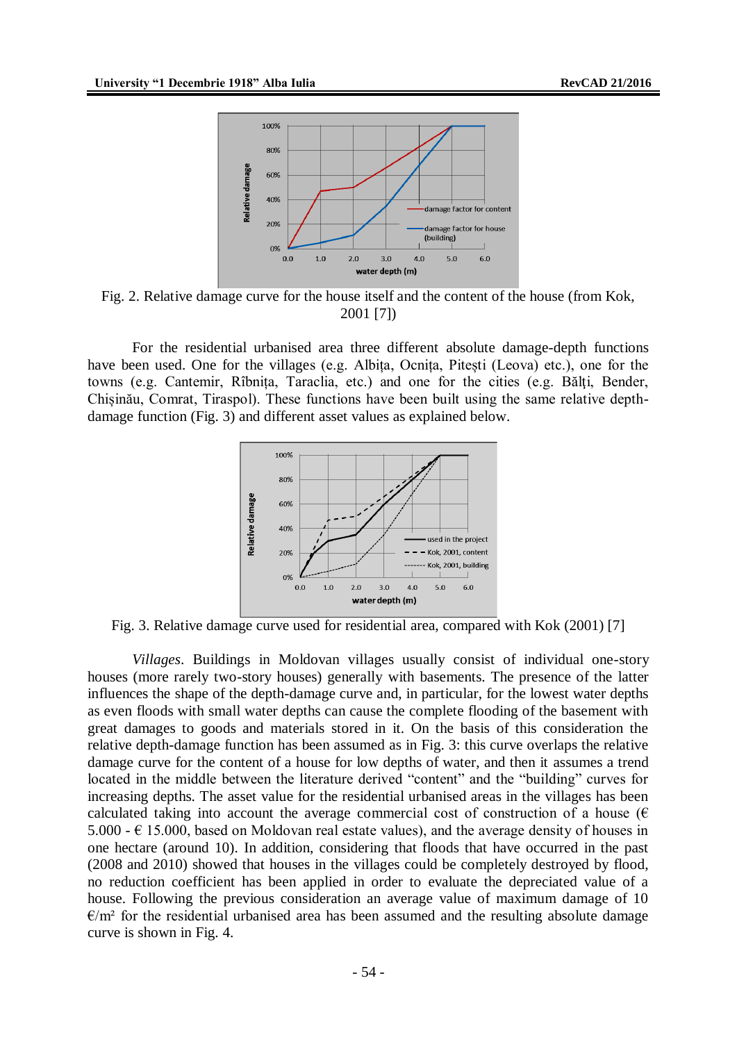Relative damage

100%
80%
60%
40%
20%
0%

0.0 1.0 2.0 3.0 4.0 5.0 6.0

water depth (m)

damage factor for content

damage factor for house (building)

Fig. 2. Relative damage curve for the house itself and the content of the house (from Kok, 2001 [7])

For the residential urbanised area three different absolute damage-depth functions have been used. One for the villages (e.g. Albița, Ocnița, Pitești (Leova) etc.), one for the towns (e.g. Cantemir, Rîbnița, Taraclia, etc.) and one for the cities (e.g. Bălți, Bender, Chișinău, Comrat, Tiraspol). These functions have been built using the same relative depth-damage function (Fig. 3) and different asset values as explained below.

Relative damage

100%
80%
60%
40%
20%
0%

0.0 1.0 2.0 3.0 4.0 5.0 6.0

water depth (m)

used in the project

Kok, 2001, content

Kok, 2001, building

Fig. 3. Relative damage curve used for residential area, compared with Kok (2001) [7]

*Villages*. Buildings in Moldovan villages usually consist of individual one-story houses (more rarely two-story houses) generally with basements. The presence of the latter influences the shape of the depth-damage curve and, in particular, for the lowest water depths as even floods with small water depths can cause the complete flooding of the basement with great damages to goods and materials stored in it. On the basis of this consideration the relative depth-damage function has been assumed as in Fig. 3: this curve overlaps the relative damage curve for the content of a house for low depths of water, and then it assumes a trend located in the middle between the literature derived "content" and the "building" curves for increasing depths. The asset value for the residential urbanised areas in the villages has been calculated taking into account the average commercial cost of construction of a house (€ 5.000 - € 15.000, based on Moldovan real estate values), and the average density of houses in one hectare (around 10). In addition, considering that floods that have occurred in the past (2008 and 2010) showed that houses in the villages could be completely destroyed by flood, no reduction coefficient has been applied in order to evaluate the depreciated value of a house. Following the previous consideration an average value of maximum damage of 10 €/m² for the residential urbanised area has been assumed and the resulting absolute damage curve is shown in Fig. 4.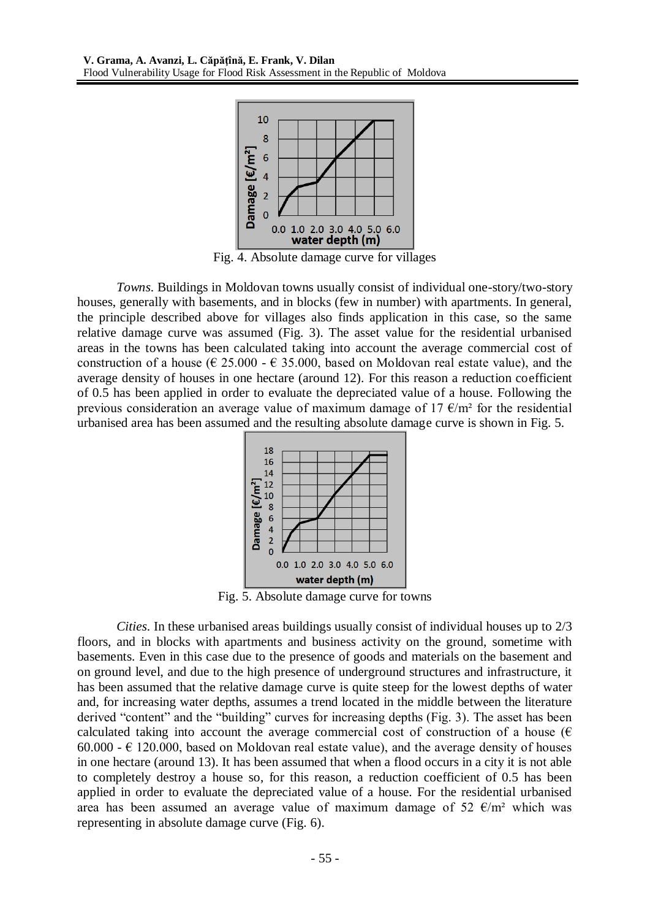10
8
6
4
2
0
Damage [€/m²]
0.0 1.0 2.0 3.0 4.0 5.0 6.0
water depth (m)

Fig. 4. Absolute damage curve for villages

*Towns.* Buildings in Moldovan towns usually consist of individual one-story/two-story houses, generally with basements, and in blocks (few in number) with apartments. In general, the principle described above for villages also finds application in this case, so the same relative damage curve was assumed (Fig. 3). The asset value for the residential urbanised areas in the towns has been calculated taking into account the average commercial cost of construction of a house (€ 25.000 - € 35.000, based on Moldovan real estate value), and the average density of houses in one hectare (around 12). For this reason a reduction coefficient of 0.5 has been applied in order to evaluate the depreciated value of a house. Following the previous consideration an average value of maximum damage of 17 €/m² for the residential urbanised area has been assumed and the resulting absolute damage curve is shown in Fig. 5.

18
16
14
12
10
8
6
4
2
0
Damage [€/m²]
0.0 1.0 2.0 3.0 4.0 5.0 6.0
water depth (m)

Fig. 5. Absolute damage curve for towns

*Cities.* In these urbanised areas buildings usually consist of individual houses up to 2/3 floors, and in blocks with apartments and business activity on the ground, sometime with basements. Even in this case due to the presence of goods and materials on the basement and on ground level, and due to the high presence of underground structures and infrastructure, it has been assumed that the relative damage curve is quite steep for the lowest depths of water and, for increasing water depths, assumes a trend located in the middle between the literature derived "content" and the "building" curves for increasing depths (Fig. 3). The asset has been calculated taking into account the average commercial cost of construction of a house (€ 60.000 - € 120.000, based on Moldovan real estate value), and the average density of houses in one hectare (around 13). It has been assumed that when a flood occurs in a city it is not able to completely destroy a house so, for this reason, a reduction coefficient of 0.5 has been applied in order to evaluate the depreciated value of a house. For the residential urbanised area has been assumed an average value of maximum damage of 52 €/m² which was representing in absolute damage curve (Fig. 6).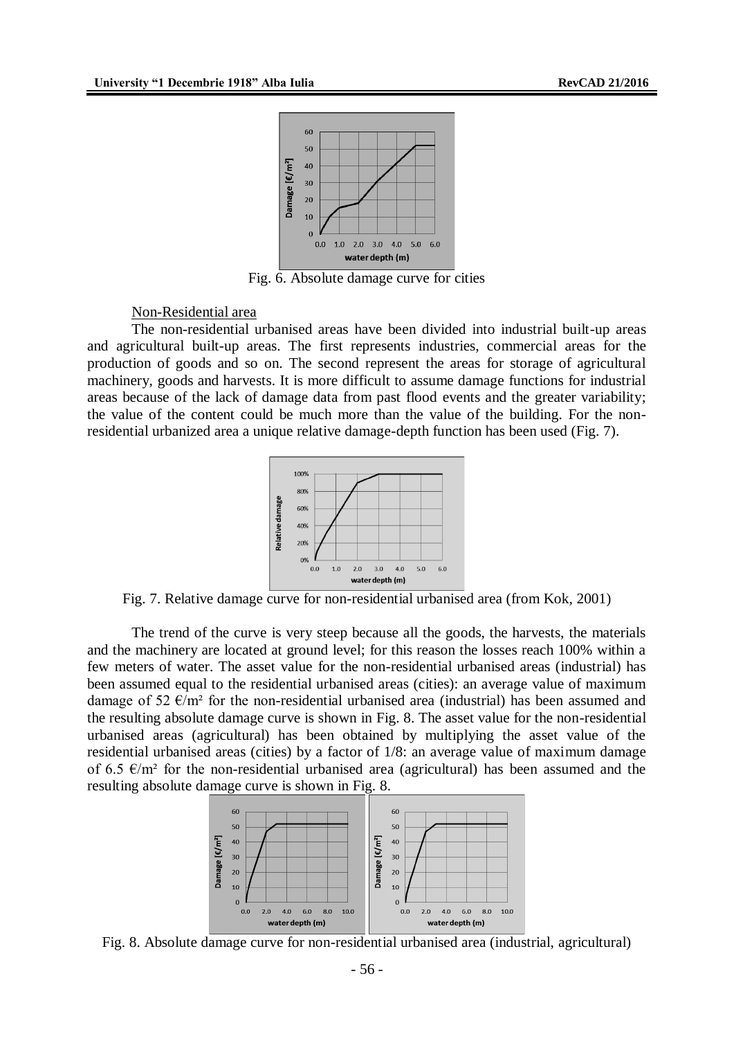60
50
40
30
20
10
0
Damage [€/m²]
0.0 1.0 2.0 3.0 4.0 5.0 6.0
water depth (m)

Fig. 6. Absolute damage curve for cities

Non-Residential area

The non-residential urbanised areas have been divided into industrial built-up areas and agricultural built-up areas. The first represents industries, commercial areas for the production of goods and so on. The second represent the areas for storage of agricultural machinery, goods and harvests. It is more difficult to assume damage functions for industrial areas because of the lack of damage data from past flood events and the greater variability; the value of the content could be much more than the value of the building. For the non-residential urbanized area a unique relative damage-depth function has been used (Fig. 7).

100%
80%
60%
40%
20%
0%
Relative damage
0.0 1.0 2.0 3.0 4.0 5.0 6.0
water depth (m)

Fig. 7. Relative damage curve for non-residential urbanised area (from Kok, 2001)

The trend of the curve is very steep because all the goods, the harvests, the materials and the machinery are located at ground level; for this reason the losses reach 100% within a few meters of water. The asset value for the non-residential urbanised areas (industrial) has been assumed equal to the residential urbanised areas (cities): an average value of maximum damage of 52 €/m² for the non-residential urbanised area (industrial) has been assumed and the resulting absolute damage curve is shown in Fig. 8. The asset value for the non-residential urbanised areas (agricultural) has been obtained by multiplying the asset value of the residential urbanised areas (cities) by a factor of 1/8: an average value of maximum damage of 6.5 €/m² for the non-residential urbanised area (agricultural) has been assumed and the resulting absolute damage curve is shown in Fig. 8.

60
50
40
30
20
10
0
Damage [€/m²]
0.0 2.0 4.0 6.0 8.0 10.0
water depth (m)

60
50
40
30
20
10
0
Damage [€/m²]
0.0 2.0 4.0 6.0 8.0 10.0
water depth (m)

Fig. 8. Absolute damage curve for non-residential urbanised area (industrial, agricultural)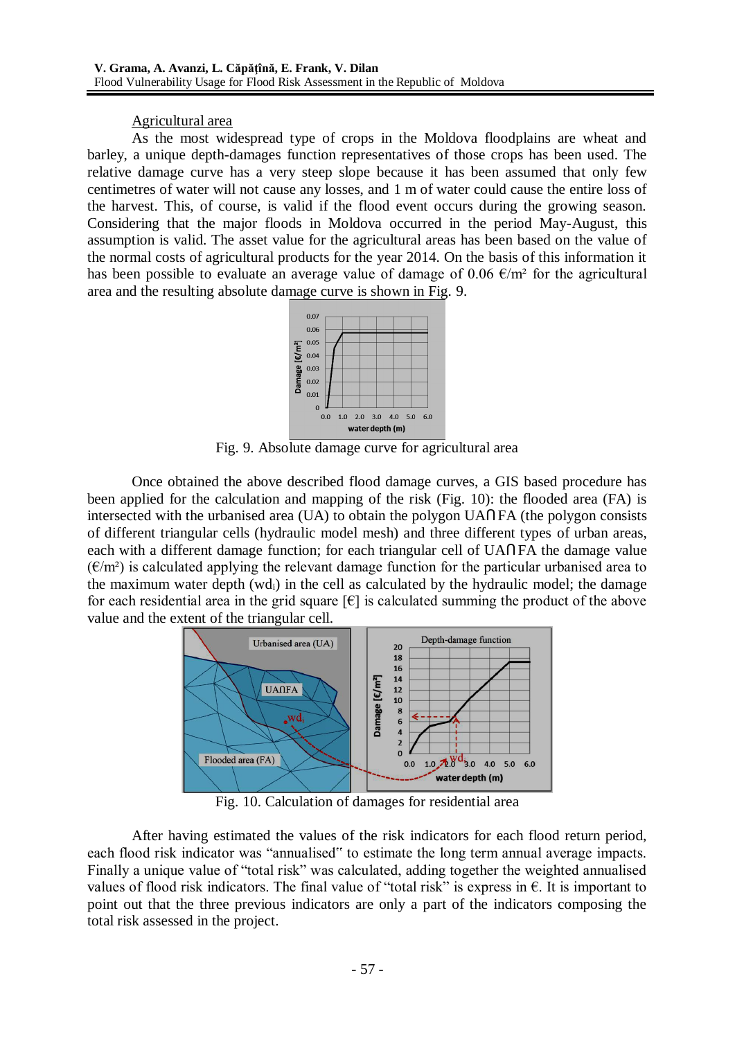Agricultural area

As the most widespread type of crops in the Moldova floodplains are wheat and barley, a unique depth-damages function representatives of those crops has been used. The relative damage curve has a very steep slope because it has been assumed that only few centimetres of water will not cause any losses, and 1 m of water could cause the entire loss of the harvest. This, of course, is valid if the flood event occurs during the growing season. Considering that the major floods in Moldova occurred in the period May-August, this assumption is valid. The asset value for the agricultural areas has been based on the value of the normal costs of agricultural products for the year 2014. On the basis of this information it has been possible to evaluate an average value of damage of 0.06 €/m² for the agricultural area and the resulting absolute damage curve is shown in Fig. 9.

Damage [€/m²]
0.07
0.06
0.05
0.04
0.03
0.02
0.01
0
0.0 1.0 2.0 3.0 4.0 5.0 6.0
water depth (m)

Fig. 9. Absolute damage curve for agricultural area

Once obtained the above described flood damage curves, a GIS based procedure has been applied for the calculation and mapping of the risk (Fig. 10): the flooded area (FA) is intersected with the urbanised area (UA) to obtain the polygon UA∩FA (the polygon consists of different triangular cells (hydraulic model mesh) and three different types of urban areas, each with a different damage function; for each triangular cell of UA∩FA the damage value (€/m²) is calculated applying the relevant damage function for the particular urbanised area to the maximum water depth ($wd_i$) in the cell as calculated by the hydraulic model; the damage for each residential area in the grid square [€] is calculated summing the product of the above value and the extent of the triangular cell.

Urbanised area (UA)
UA∩FA
$wd_i$
Flooded area (FA)
Depth-damage function
Damage [€/m²]
20
18
16
14
12
10
8
6
4
2
0
0.0 1.0 2.0 3.0 4.0 5.0 6.0
$wd_i$
water depth (m)

Fig. 10. Calculation of damages for residential area

After having estimated the values of the risk indicators for each flood return period, each flood risk indicator was "annualised" to estimate the long term annual average impacts. Finally a unique value of "total risk" was calculated, adding together the weighted annualised values of flood risk indicators. The final value of "total risk" is express in €. It is important to point out that the three previous indicators are only a part of the indicators composing the total risk assessed in the project.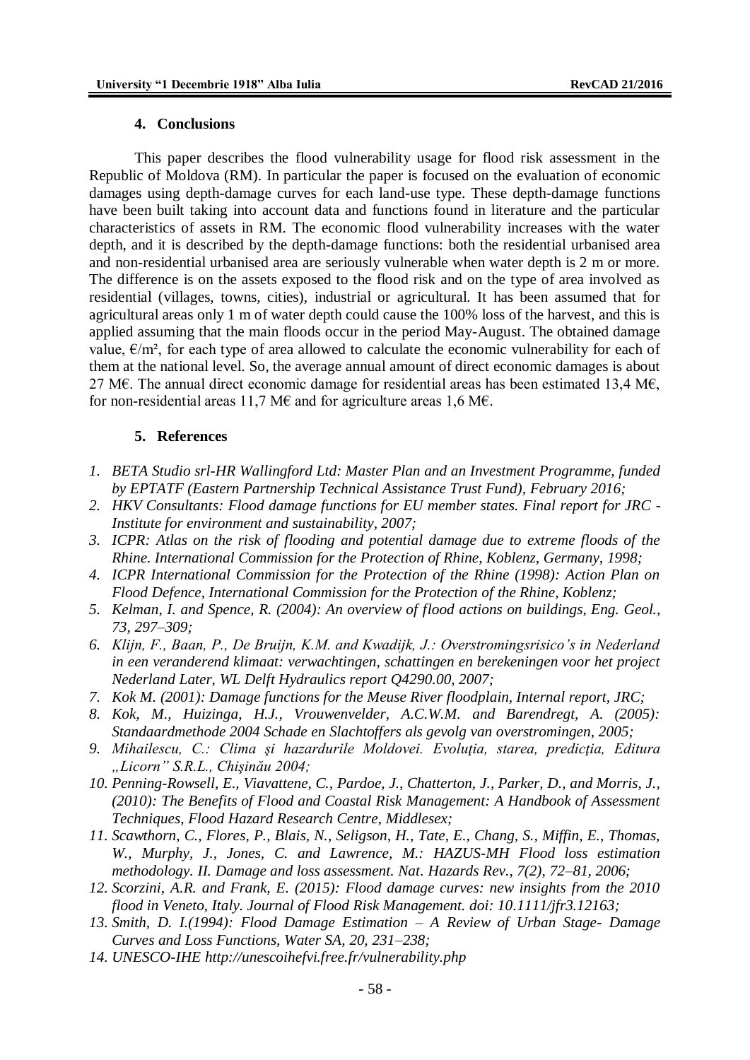## 4. Conclusions

This paper describes the flood vulnerability usage for flood risk assessment in the Republic of Moldova (RM). In particular the paper is focused on the evaluation of economic damages using depth-damage curves for each land-use type. These depth-damage functions have been built taking into account data and functions found in literature and the particular characteristics of assets in RM. The economic flood vulnerability increases with the water depth, and it is described by the depth-damage functions: both the residential urbanised area and non-residential urbanised area are seriously vulnerable when water depth is 2 m or more. The difference is on the assets exposed to the flood risk and on the type of area involved as residential (villages, towns, cities), industrial or agricultural. It has been assumed that for agricultural areas only 1 m of water depth could cause the 100% loss of the harvest, and this is applied assuming that the main floods occur in the period May-August. The obtained damage value, €/m², for each type of area allowed to calculate the economic vulnerability for each of them at the national level. So, the average annual amount of direct economic damages is about 27 M€. The annual direct economic damage for residential areas has been estimated 13,4 M€, for non-residential areas 11,7 M€ and for agriculture areas 1,6 M€.

## 5. References

1. *BETA Studio srl-HR Wallingford Ltd: Master Plan and an Investment Programme, funded by EPTATF (Eastern Partnership Technical Assistance Trust Fund), February 2016;*
2. *HKV Consultants: Flood damage functions for EU member states. Final report for JRC - Institute for environment and sustainability, 2007;*
3. *ICPR: Atlas on the risk of flooding and potential damage due to extreme floods of the Rhine. International Commission for the Protection of Rhine, Koblenz, Germany, 1998;*
4. *ICPR International Commission for the Protection of the Rhine (1998): Action Plan on Flood Defence, International Commission for the Protection of the Rhine, Koblenz;*
5. *Kelman, I. and Spence, R. (2004): An overview of flood actions on buildings, Eng. Geol., 73, 297–309;*
6. *Klijn, F., Baan, P., De Bruijn, K.M. and Kwadijk, J.: Overstromingsrisico's in Nederland in een veranderend klimaat: verwachtingen, schattingen en berekeningen voor het project Nederland Later, WL Delft Hydraulics report Q4290.00, 2007;*
7. *Kok M. (2001): Damage functions for the Meuse River floodplain, Internal report, JRC;*
8. *Kok, M., Huizinga, H.J., Vrouwenvelder, A.C.W.M. and Barendregt, A. (2005): Standaardmethode 2004 Schade en Slachtoffers als gevolg van overstromingen, 2005;*
9. *Mihailescu, C.: Clima şi hazardurile Moldovei. Evoluţia, starea, predicţia, Editura „Licorn" S.R.L., Chişinău 2004;*
10. *Penning-Rowsell, E., Viavattene, C., Pardoe, J., Chatterton, J., Parker, D., and Morris, J., (2010): The Benefits of Flood and Coastal Risk Management: A Handbook of Assessment Techniques, Flood Hazard Research Centre, Middlesex;*
11. *Scawthorn, C., Flores, P., Blais, N., Seligson, H., Tate, E., Chang, S., Miffin, E., Thomas, W., Murphy, J., Jones, C. and Lawrence, M.: HAZUS-MH Flood loss estimation methodology. II. Damage and loss assessment. Nat. Hazards Rev., 7(2), 72–81, 2006;*
12. *Scorzini, A.R. and Frank, E. (2015): Flood damage curves: new insights from the 2010 flood in Veneto, Italy. Journal of Flood Risk Management. doi: 10.1111/jfr3.12163;*
13. *Smith, D. I.(1994): Flood Damage Estimation – A Review of Urban Stage- Damage Curves and Loss Functions, Water SA, 20, 231–238;*
14. *UNESCO-IHE http://unescoihefvi.free.fr/vulnerability.php*